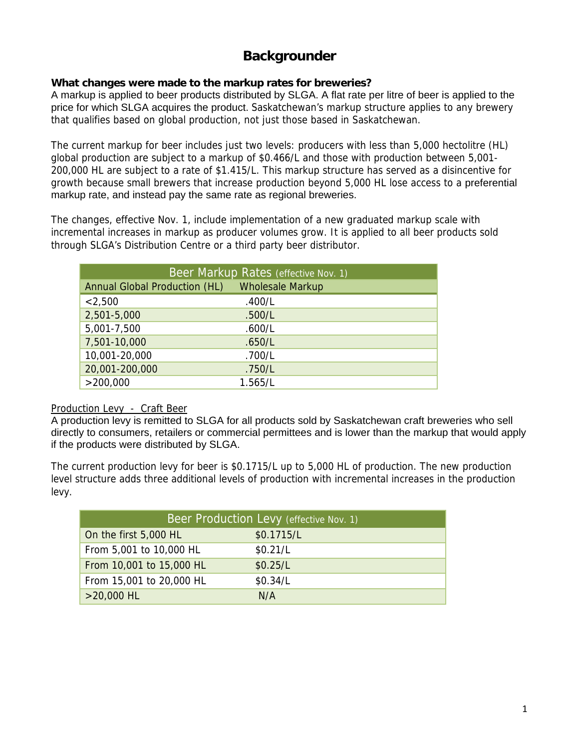# Backgrounder

**What changes were made to the markup rates for breweries?**

A markup is applied to beer products distributed by SLGA. A flat rate per litre of beer is applied to the price for which SLGA acquires the product. Saskatchewan's markup structure applies to any brewery that qualifies based on global production, not just those based in Saskatchewan.

The current markup for beer includes just two levels: producers with less than 5,000 hectolitre (HL) global production are subject to a markup of $0.466/L and those with production between 5,001-200,000 HL are subject to a rate of $1.415/L. This markup structure has served as a disincentive for growth because small brewers that increase production beyond 5,000 HL lose access to a preferential markup rate, and instead pay the same rate as regional breweries.

The changes, effective Nov. 1, include implementation of a new graduated markup scale with incremental increases in markup as producer volumes grow. It is applied to all beer products sold through SLGA's Distribution Centre or a third party beer distributor.

| Beer Markup Rates (effective Nov. 1) | |
|---|---|
| **Annual Global Production (HL)** | **Wholesale Markup** |
| <2,500 | .400/L |
| 2,501-5,000 | .500/L |
| 5,001-7,500 | .600/L |
| 7,501-10,000 | .650/L |
| 10,001-20,000 | .700/L |
| 20,001-200,000 | .750/L |
| >200,000 | 1.565/L |

Production Levy - Craft Beer

A production levy is remitted to SLGA for all products sold by Saskatchewan craft breweries who sell directly to consumers, retailers or commercial permittees and is lower than the markup that would apply if the products were distributed by SLGA.

The current production levy for beer is $0.1715/L up to 5,000 HL of production. The new production level structure adds three additional levels of production with incremental increases in the production levy.

| Beer Production Levy (effective Nov. 1) | |
|---|---|
| On the first 5,000 HL | $0.1715/L |
| From 5,001 to 10,000 HL | $0.21/L |
| From 10,001 to 15,000 HL | $0.25/L |
| From 15,001 to 20,000 HL | $0.34/L |
| >20,000 HL | N/A |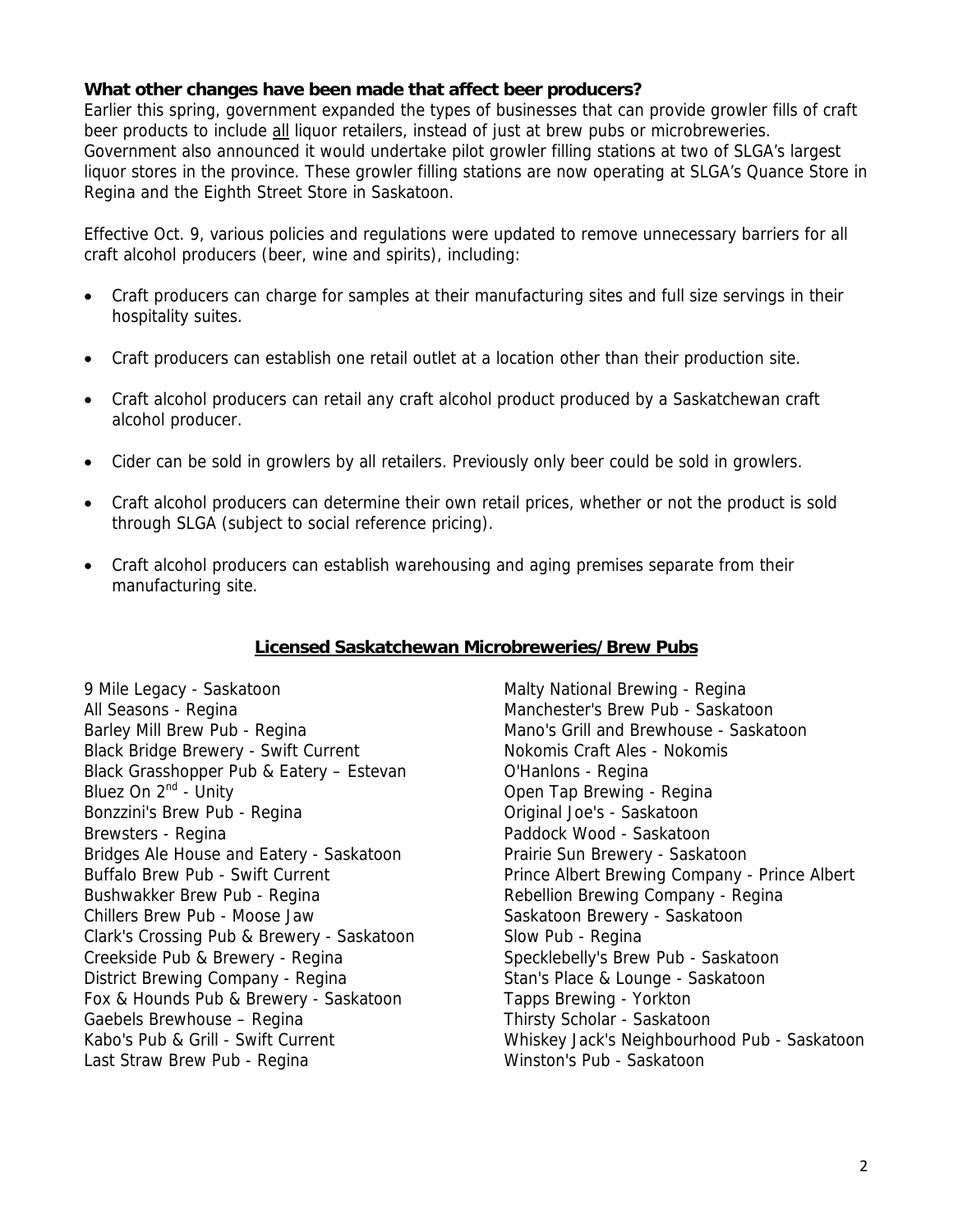**What other changes have been made that affect beer producers?**

Earlier this spring, government expanded the types of businesses that can provide growler fills of craft beer products to include all liquor retailers, instead of just at brew pubs or microbreweries. Government also announced it would undertake pilot growler filling stations at two of SLGA's largest liquor stores in the province. These growler filling stations are now operating at SLGA's Quance Store in Regina and the Eighth Street Store in Saskatoon.

Effective Oct. 9, various policies and regulations were updated to remove unnecessary barriers for all craft alcohol producers (beer, wine and spirits), including:

- Craft producers can charge for samples at their manufacturing sites and full size servings in their hospitality suites.
- Craft producers can establish one retail outlet at a location other than their production site.
- Craft alcohol producers can retail any craft alcohol product produced by a Saskatchewan craft alcohol producer.
- Cider can be sold in growlers by all retailers. Previously only beer could be sold in growlers.
- Craft alcohol producers can determine their own retail prices, whether or not the product is sold through SLGA (subject to social reference pricing).
- Craft alcohol producers can establish warehousing and aging premises separate from their manufacturing site.

**Licensed Saskatchewan Microbreweries/Brew Pubs**

9 Mile Legacy - Saskatoon
All Seasons - Regina
Barley Mill Brew Pub - Regina
Black Bridge Brewery - Swift Current
Black Grasshopper Pub & Eatery – Estevan
Bluez On 2nd - Unity
Bonzzini's Brew Pub - Regina
Brewsters - Regina
Bridges Ale House and Eatery - Saskatoon
Buffalo Brew Pub - Swift Current
Bushwakker Brew Pub - Regina
Chillers Brew Pub - Moose Jaw
Clark's Crossing Pub & Brewery - Saskatoon
Creekside Pub & Brewery - Regina
District Brewing Company - Regina
Fox & Hounds Pub & Brewery - Saskatoon
Gaebels Brewhouse – Regina
Kabo's Pub & Grill - Swift Current
Last Straw Brew Pub - Regina
Malty National Brewing - Regina
Manchester's Brew Pub - Saskatoon
Mano's Grill and Brewhouse - Saskatoon
Nokomis Craft Ales - Nokomis
O'Hanlons - Regina
Open Tap Brewing - Regina
Original Joe's - Saskatoon
Paddock Wood - Saskatoon
Prairie Sun Brewery - Saskatoon
Prince Albert Brewing Company - Prince Albert
Rebellion Brewing Company - Regina
Saskatoon Brewery - Saskatoon
Slow Pub - Regina
Specklebelly's Brew Pub - Saskatoon
Stan's Place & Lounge - Saskatoon
Tapps Brewing - Yorkton
Thirsty Scholar - Saskatoon
Whiskey Jack's Neighbourhood Pub - Saskatoon
Winston's Pub - Saskatoon